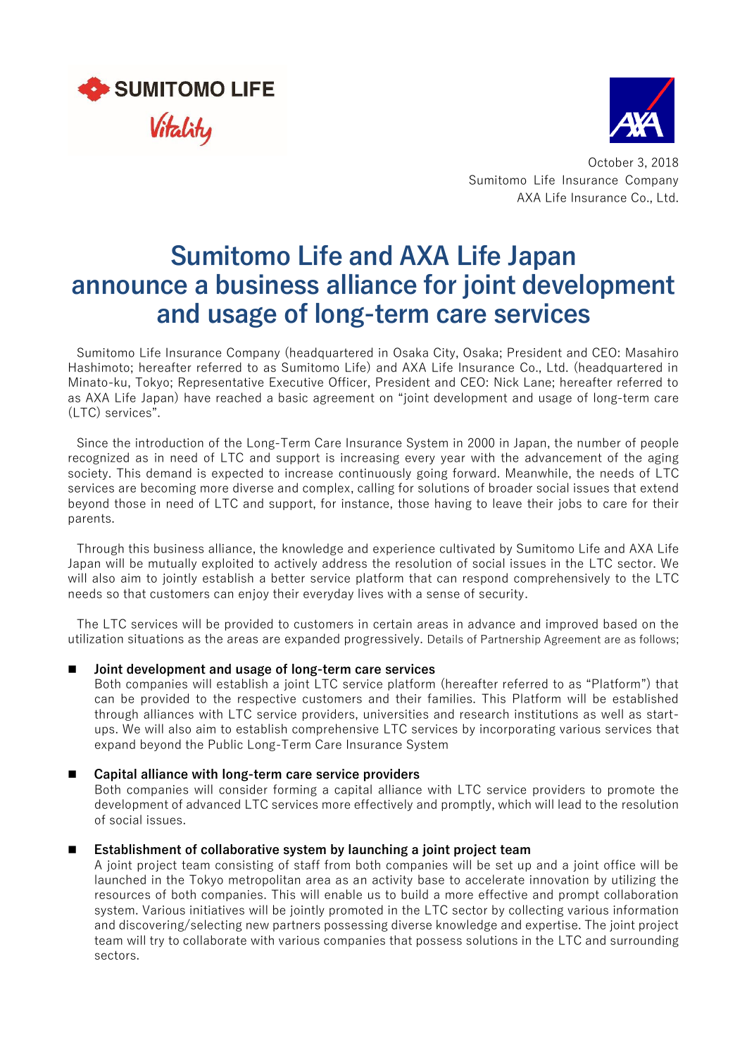SUMITOMO LIFE

Vitality

October 3, 2018
Sumitomo Life Insurance Company
AXA Life Insurance Co., Ltd.

# Sumitomo Life and AXA Life Japan announce a business alliance for joint development and usage of long-term care services

Sumitomo Life Insurance Company (headquartered in Osaka City, Osaka; President and CEO: Masahiro Hashimoto; hereafter referred to as Sumitomo Life) and AXA Life Insurance Co., Ltd. (headquartered in Minato-ku, Tokyo; Representative Executive Officer, President and CEO: Nick Lane; hereafter referred to as AXA Life Japan) have reached a basic agreement on "joint development and usage of long-term care (LTC) services".

Since the introduction of the Long-Term Care Insurance System in 2000 in Japan, the number of people recognized as in need of LTC and support is increasing every year with the advancement of the aging society. This demand is expected to increase continuously going forward. Meanwhile, the needs of LTC services are becoming more diverse and complex, calling for solutions of broader social issues that extend beyond those in need of LTC and support, for instance, those having to leave their jobs to care for their parents.

Through this business alliance, the knowledge and experience cultivated by Sumitomo Life and AXA Life Japan will be mutually exploited to actively address the resolution of social issues in the LTC sector. We will also aim to jointly establish a better service platform that can respond comprehensively to the LTC needs so that customers can enjoy their everyday lives with a sense of security.

The LTC services will be provided to customers in certain areas in advance and improved based on the utilization situations as the areas are expanded progressively. Details of Partnership Agreement are as follows;

- **Joint development and usage of long-term care services**
  Both companies will establish a joint LTC service platform (hereafter referred to as "Platform") that can be provided to the respective customers and their families. This Platform will be established through alliances with LTC service providers, universities and research institutions as well as start-ups. We will also aim to establish comprehensive LTC services by incorporating various services that expand beyond the Public Long-Term Care Insurance System

- **Capital alliance with long-term care service providers**
  Both companies will consider forming a capital alliance with LTC service providers to promote the development of advanced LTC services more effectively and promptly, which will lead to the resolution of social issues.

- **Establishment of collaborative system by launching a joint project team**
  A joint project team consisting of staff from both companies will be set up and a joint office will be launched in the Tokyo metropolitan area as an activity base to accelerate innovation by utilizing the resources of both companies. This will enable us to build a more effective and prompt collaboration system. Various initiatives will be jointly promoted in the LTC sector by collecting various information and discovering/selecting new partners possessing diverse knowledge and expertise. The joint project team will try to collaborate with various companies that possess solutions in the LTC and surrounding sectors.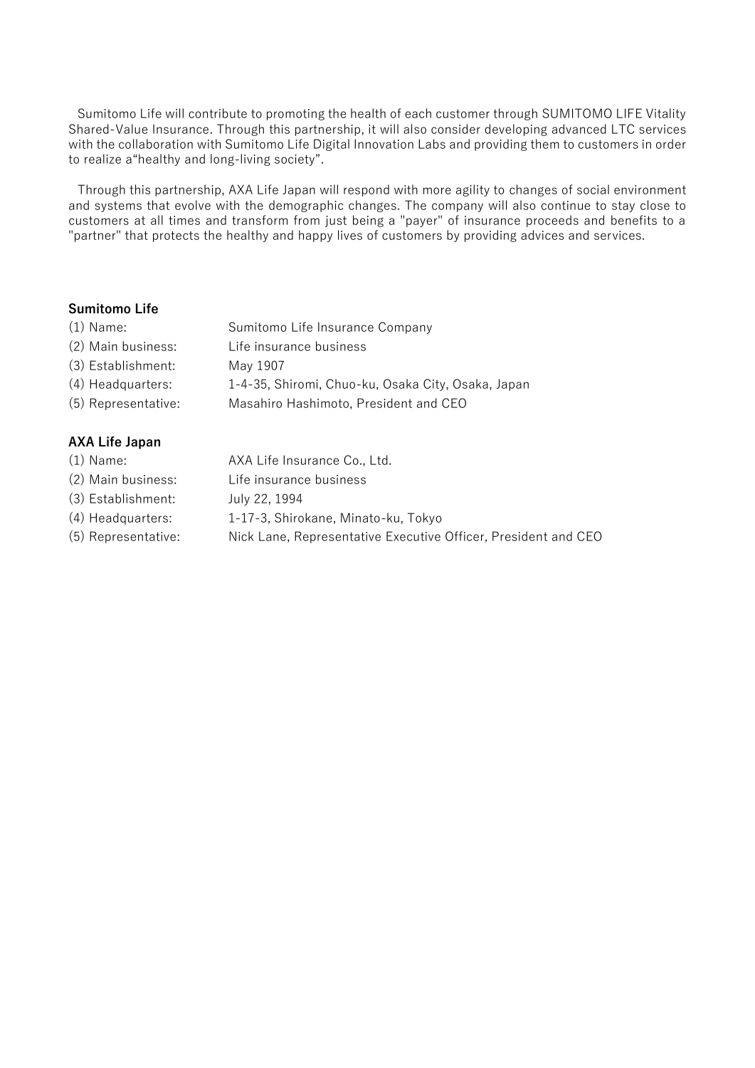Sumitomo Life will contribute to promoting the health of each customer through SUMITOMO LIFE Vitality Shared-Value Insurance. Through this partnership, it will also consider developing advanced LTC services with the collaboration with Sumitomo Life Digital Innovation Labs and providing them to customers in order to realize a"healthy and long-living society".

Through this partnership, AXA Life Japan will respond with more agility to changes of social environment and systems that evolve with the demographic changes. The company will also continue to stay close to customers at all times and transform from just being a "payer" of insurance proceeds and benefits to a "partner" that protects the healthy and happy lives of customers by providing advices and services.

**Sumitomo Life**

| | |
|---|---|
| (1) Name: | Sumitomo Life Insurance Company |
| (2) Main business: | Life insurance business |
| (3) Establishment: | May 1907 |
| (4) Headquarters: | 1-4-35, Shiromi, Chuo-ku, Osaka City, Osaka, Japan |
| (5) Representative: | Masahiro Hashimoto, President and CEO |

**AXA Life Japan**

| | |
|---|---|
| (1) Name: | AXA Life Insurance Co., Ltd. |
| (2) Main business: | Life insurance business |
| (3) Establishment: | July 22, 1994 |
| (4) Headquarters: | 1-17-3, Shirokane, Minato-ku, Tokyo |
| (5) Representative: | Nick Lane, Representative Executive Officer, President and CEO |